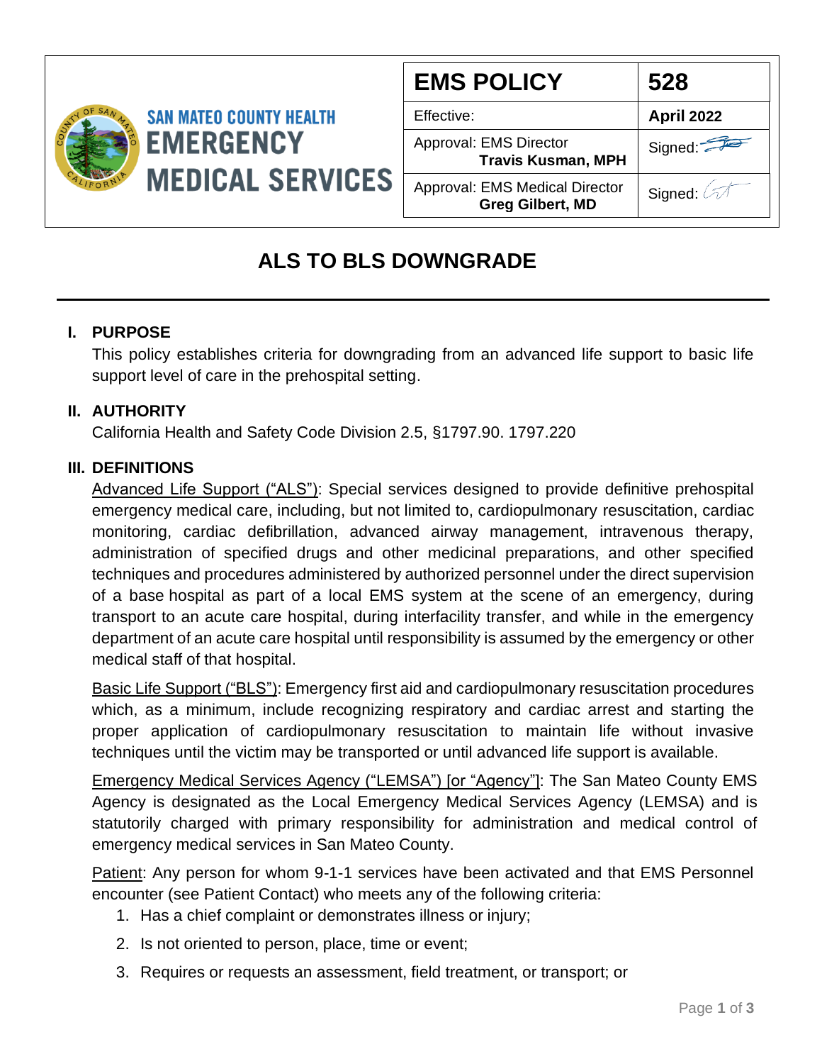SAN MATEO COUNTY HEALTH
EMERGENCY MEDICAL SERVICES

| EMS POLICY | 528 |
|---|---|
| Effective: | **April 2022** |
| Approval: EMS Director **Travis Kusman, MPH** | Signed: |
| Approval: EMS Medical Director **Greg Gilbert, MD** | Signed: |

# ALS TO BLS DOWNGRADE

## I. PURPOSE

This policy establishes criteria for downgrading from an advanced life support to basic life support level of care in the prehospital setting.

## II. AUTHORITY

California Health and Safety Code Division 2.5, §1797.90. 1797.220

## III. DEFINITIONS

Advanced Life Support ("ALS"): Special services designed to provide definitive prehospital emergency medical care, including, but not limited to, cardiopulmonary resuscitation, cardiac monitoring, cardiac defibrillation, advanced airway management, intravenous therapy, administration of specified drugs and other medicinal preparations, and other specified techniques and procedures administered by authorized personnel under the direct supervision of a base hospital as part of a local EMS system at the scene of an emergency, during transport to an acute care hospital, during interfacility transfer, and while in the emergency department of an acute care hospital until responsibility is assumed by the emergency or other medical staff of that hospital.

Basic Life Support ("BLS"): Emergency first aid and cardiopulmonary resuscitation procedures which, as a minimum, include recognizing respiratory and cardiac arrest and starting the proper application of cardiopulmonary resuscitation to maintain life without invasive techniques until the victim may be transported or until advanced life support is available.

Emergency Medical Services Agency ("LEMSA") [or "Agency"]: The San Mateo County EMS Agency is designated as the Local Emergency Medical Services Agency (LEMSA) and is statutorily charged with primary responsibility for administration and medical control of emergency medical services in San Mateo County.

Patient: Any person for whom 9-1-1 services have been activated and that EMS Personnel encounter (see Patient Contact) who meets any of the following criteria:

1. Has a chief complaint or demonstrates illness or injury;
2. Is not oriented to person, place, time or event;
3. Requires or requests an assessment, field treatment, or transport; or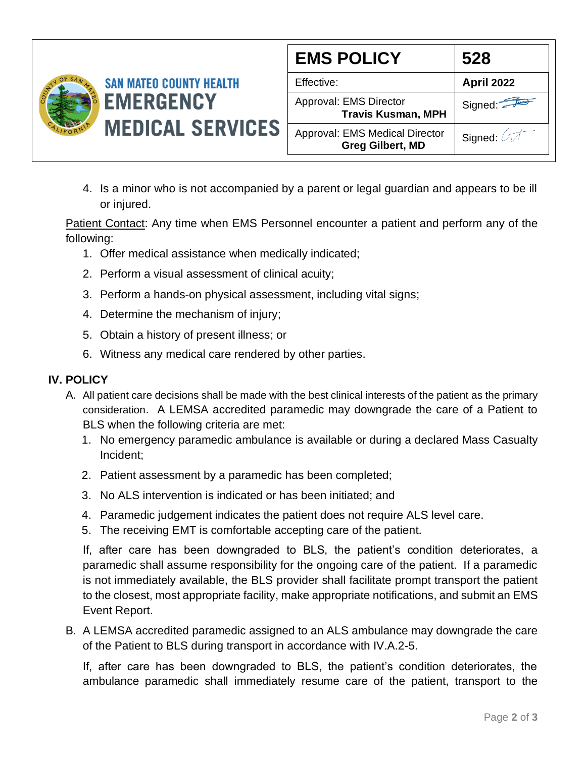4. Is a minor who is not accompanied by a parent or legal guardian and appears to be ill or injured.

Patient Contact: Any time when EMS Personnel encounter a patient and perform any of the following:

1. Offer medical assistance when medically indicated;
2. Perform a visual assessment of clinical acuity;
3. Perform a hands-on physical assessment, including vital signs;
4. Determine the mechanism of injury;
5. Obtain a history of present illness; or
6. Witness any medical care rendered by other parties.

## IV. POLICY

A. All patient care decisions shall be made with the best clinical interests of the patient as the primary consideration. A LEMSA accredited paramedic may downgrade the care of a Patient to BLS when the following criteria are met:

1. No emergency paramedic ambulance is available or during a declared Mass Casualty Incident;
2. Patient assessment by a paramedic has been completed;
3. No ALS intervention is indicated or has been initiated; and
4. Paramedic judgement indicates the patient does not require ALS level care.
5. The receiving EMT is comfortable accepting care of the patient.

If, after care has been downgraded to BLS, the patient's condition deteriorates, a paramedic shall assume responsibility for the ongoing care of the patient. If a paramedic is not immediately available, the BLS provider shall facilitate prompt transport the patient to the closest, most appropriate facility, make appropriate notifications, and submit an EMS Event Report.

B. A LEMSA accredited paramedic assigned to an ALS ambulance may downgrade the care of the Patient to BLS during transport in accordance with IV.A.2-5.

If, after care has been downgraded to BLS, the patient's condition deteriorates, the ambulance paramedic shall immediately resume care of the patient, transport to the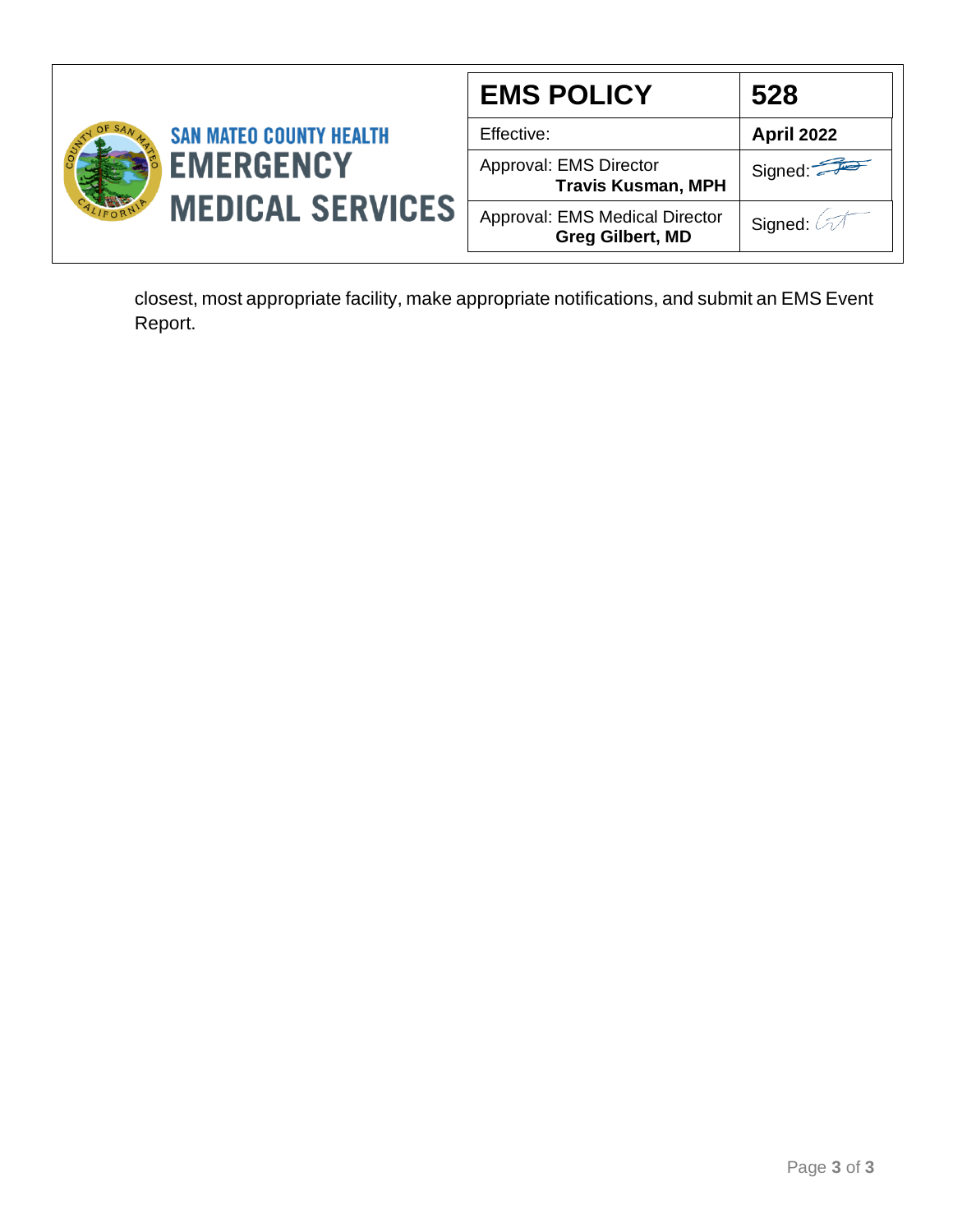closest, most appropriate facility, make appropriate notifications, and submit an EMS Event Report.